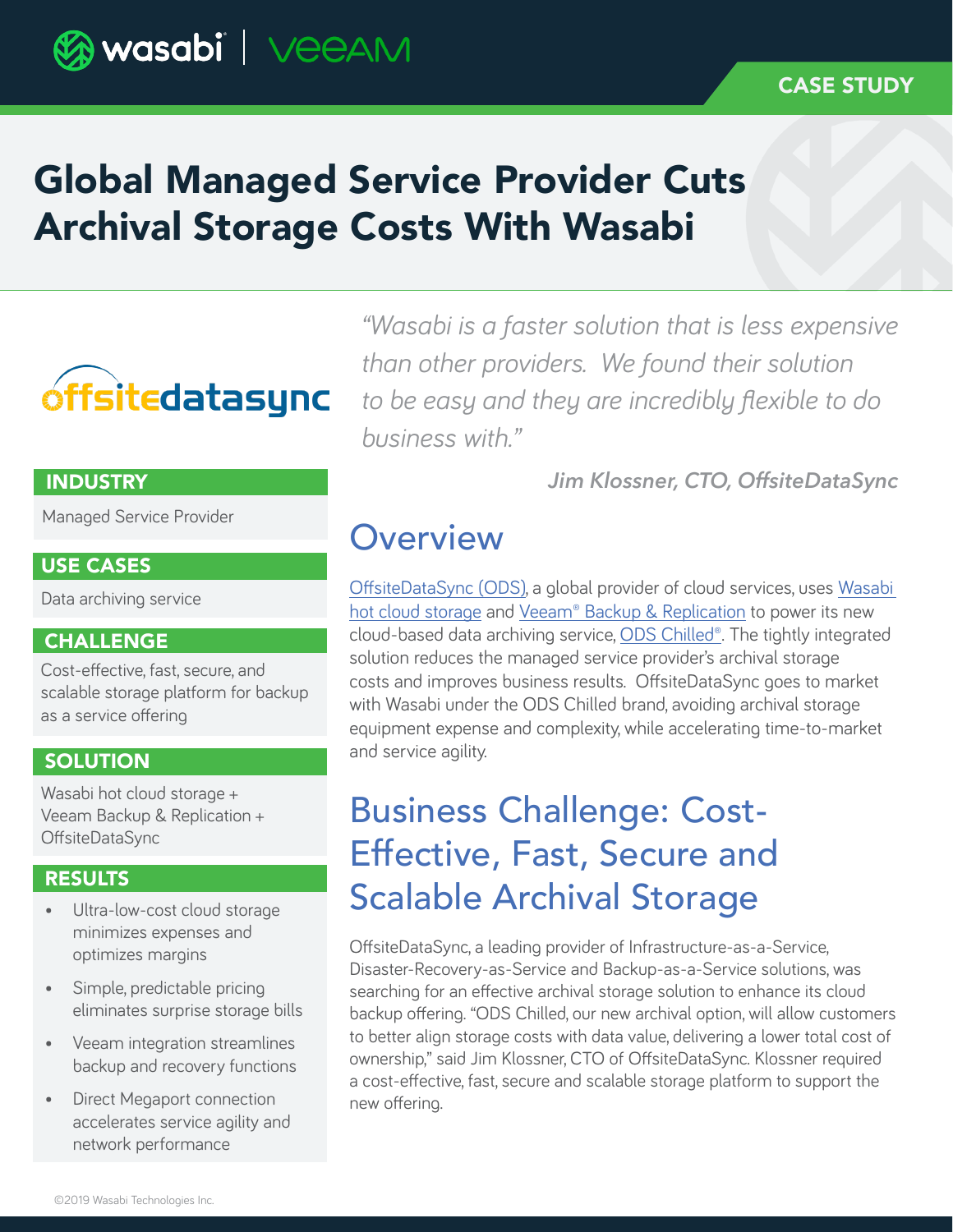wasabi | veeAM

CASE STUDY

# Global Managed Service Provider Cuts Archival Storage Costs With Wasabi

offsitedatasync

*"Wasabi is a faster solution that is less expensive than other providers. We found their solution to be easy and they are incredibly flexible to do business with."*

***Jim Klossner, CTO, OffsiteDataSync***

**INDUSTRY**

Managed Service Provider

**USE CASES**

Data archiving service

**CHALLENGE**

Cost-effective, fast, secure, and scalable storage platform for backup as a service offering

**SOLUTION**

Wasabi hot cloud storage + Veeam Backup & Replication + OffsiteDataSync

**RESULTS**

- Ultra-low-cost cloud storage minimizes expenses and optimizes margins
- Simple, predictable pricing eliminates surprise storage bills
- Veeam integration streamlines backup and recovery functions
- Direct Megaport connection accelerates service agility and network performance

## Overview

OffsiteDataSync (ODS), a global provider of cloud services, uses Wasabi hot cloud storage and Veeam® Backup & Replication to power its new cloud-based data archiving service, ODS Chilled®. The tightly integrated solution reduces the managed service provider's archival storage costs and improves business results. OffsiteDataSync goes to market with Wasabi under the ODS Chilled brand, avoiding archival storage equipment expense and complexity, while accelerating time-to-market and service agility.

## Business Challenge: Cost-Effective, Fast, Secure and Scalable Archival Storage

OffsiteDataSync, a leading provider of Infrastructure-as-a-Service, Disaster-Recovery-as-Service and Backup-as-a-Service solutions, was searching for an effective archival storage solution to enhance its cloud backup offering. "ODS Chilled, our new archival option, will allow customers to better align storage costs with data value, delivering a lower total cost of ownership," said Jim Klossner, CTO of OffsiteDataSync. Klossner required a cost-effective, fast, secure and scalable storage platform to support the new offering.

©2019 Wasabi Technologies Inc.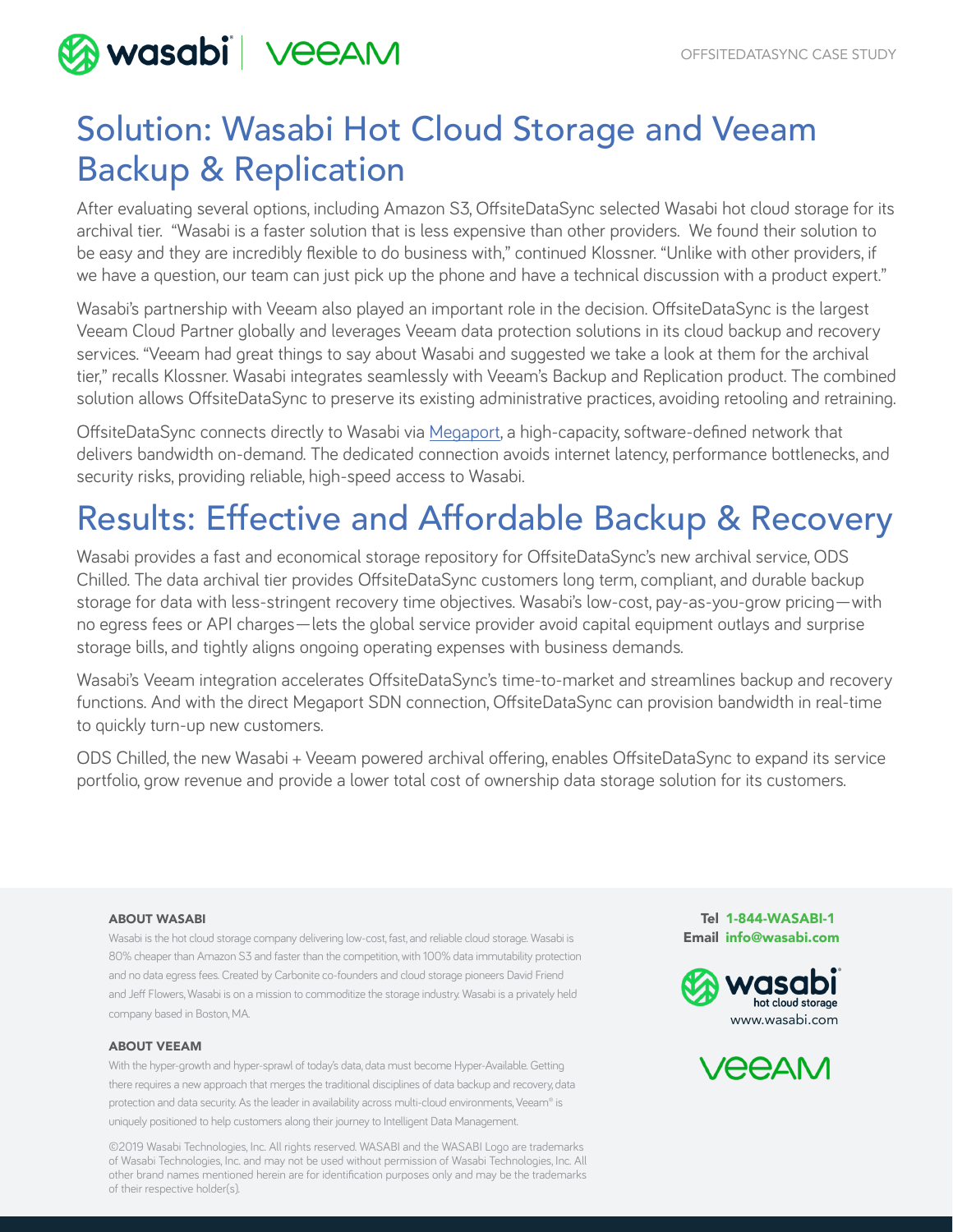# Solution: Wasabi Hot Cloud Storage and Veeam Backup & Replication

After evaluating several options, including Amazon S3, OffsiteDataSync selected Wasabi hot cloud storage for its archival tier. "Wasabi is a faster solution that is less expensive than other providers. We found their solution to be easy and they are incredibly flexible to do business with," continued Klossner. "Unlike with other providers, if we have a question, our team can just pick up the phone and have a technical discussion with a product expert."

Wasabi's partnership with Veeam also played an important role in the decision. OffsiteDataSync is the largest Veeam Cloud Partner globally and leverages Veeam data protection solutions in its cloud backup and recovery services. "Veeam had great things to say about Wasabi and suggested we take a look at them for the archival tier," recalls Klossner. Wasabi integrates seamlessly with Veeam's Backup and Replication product. The combined solution allows OffsiteDataSync to preserve its existing administrative practices, avoiding retooling and retraining.

OffsiteDataSync connects directly to Wasabi via Megaport, a high-capacity, software-defined network that delivers bandwidth on-demand. The dedicated connection avoids internet latency, performance bottlenecks, and security risks, providing reliable, high-speed access to Wasabi.

# Results: Effective and Affordable Backup & Recovery

Wasabi provides a fast and economical storage repository for OffsiteDataSync's new archival service, ODS Chilled. The data archival tier provides OffsiteDataSync customers long term, compliant, and durable backup storage for data with less-stringent recovery time objectives. Wasabi's low-cost, pay-as-you-grow pricing—with no egress fees or API charges—lets the global service provider avoid capital equipment outlays and surprise storage bills, and tightly aligns ongoing operating expenses with business demands.

Wasabi's Veeam integration accelerates OffsiteDataSync's time-to-market and streamlines backup and recovery functions. And with the direct Megaport SDN connection, OffsiteDataSync can provision bandwidth in real-time to quickly turn-up new customers.

ODS Chilled, the new Wasabi + Veeam powered archival offering, enables OffsiteDataSync to expand its service portfolio, grow revenue and provide a lower total cost of ownership data storage solution for its customers.

### ABOUT WASABI

Wasabi is the hot cloud storage company delivering low-cost, fast, and reliable cloud storage. Wasabi is 80% cheaper than Amazon S3 and faster than the competition, with 100% data immutability protection and no data egress fees. Created by Carbonite co-founders and cloud storage pioneers David Friend and Jeff Flowers, Wasabi is on a mission to commoditize the storage industry. Wasabi is a privately held company based in Boston, MA.

### ABOUT VEEAM

With the hyper-growth and hyper-sprawl of today's data, data must become Hyper-Available. Getting there requires a new approach that merges the traditional disciplines of data backup and recovery, data protection and data security. As the leader in availability across multi-cloud environments, Veeam® is uniquely positioned to help customers along their journey to Intelligent Data Management.

©2019 Wasabi Technologies, Inc. All rights reserved. WASABI and the WASABI Logo are trademarks of Wasabi Technologies, Inc. and may not be used without permission of Wasabi Technologies, Inc. All other brand names mentioned herein are for identification purposes only and may be the trademarks of their respective holder(s).

**Tel** 1-844-WASABI-1
**Email** info@wasabi.com

wasabi hot cloud storage
www.wasabi.com

VEEAM